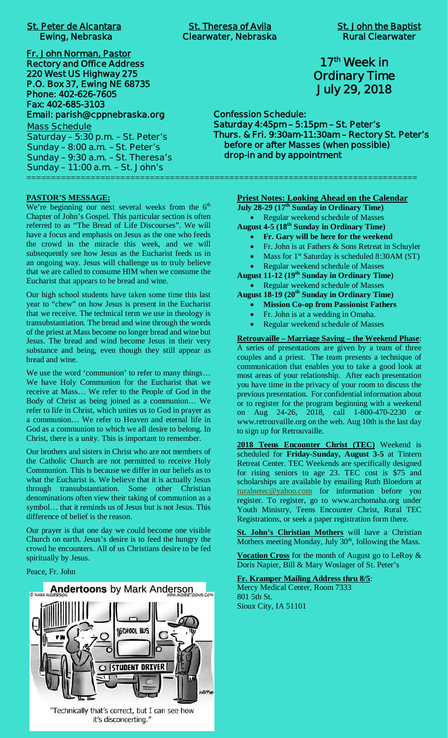**St. Peter de Alcantara**
Ewing, Nebraska

**St. Theresa of Avila**
Clearwater, Nebraska

**St. John the Baptist**
Rural Clearwater

**Fr. John Norman, Pastor**
Rectory and Office Address
220 West US Highway 275
P.O. Box 37, Ewing NE 68735
Phone: 402-626-7605
Fax: 402-685-3103
Email: parish@cppnebraska.org

Mass Schedule
Saturday – 5:30 p.m. – St. Peter's
Sunday – 8:00 a.m. – St. Peter's
Sunday – 9:30 a.m. – St. Theresa's
Sunday – 11:00 a.m. – St. John's

# 17th Week in Ordinary Time
# July 29, 2018

Confession Schedule:
Saturday 4:45pm – 5:15pm – St. Peter's
Thurs. & Fri. 9:30am-11:30am – Rectory St. Peter's
before or after Masses (when possible)
drop-in and by appointment

---

**PASTOR'S MESSAGE:**

We're beginning our next several weeks from the 6th Chapter of John's Gospel. This particular section is often referred to as "The Bread of Life Discourses". We will have a focus and emphasis on Jesus as the one who feeds the crowd in the miracle this week, and we will subsequently see how Jesus as the Eucharist feeds us in an ongoing way. Jesus will challenge us to truly believe that we are called to consume HIM when we consume the Eucharist that appears to be bread and wine.

Our high school students have taken some time this last year to "chew" on how Jesus is present in the Eucharist that we receive. The technical term we use in theology is transubstantiation. The bread and wine through the words of the priest at Mass become no longer bread and wine but Jesus. The bread and wind become Jesus in their very substance and being, even though they still appear as bread and wine.

We use the word 'communion' to refer to many things… We have Holy Communion for the Eucharist that we receive at Mass… We refer to the People of God in the Body of Christ as being joined as a communion… We refer to life in Christ, which unites us to God in prayer as a communion… We refer to Heaven and eternal life in God as a communion to which we all desire to belong. In Christ, there is a unity. This is important to remember.

Our brothers and sisters in Christ who are not members of the Catholic Church are not permitted to receive Holy Communion. This is because we differ in our beliefs as to what the Eucharist is. We believe that it is actually Jesus through transubstantiation. Some other Christian denominations often view their taking of communion as a symbol… that it reminds us of Jesus but is not Jesus. This difference of belief is the reason.

Our prayer is that one day we could become one visible Church on earth. Jesus's desire is to feed the hungry the crowd he encounters. All of us Christians desire to be fed spiritually by Jesus.

Peace, Fr. John

Andertoons by Mark Anderson

"Technically that's correct, but I can see how it's disconcerting."

**Priest Notes: Looking Ahead on the Calendar**

**July 28-29 (17th Sunday in Ordinary Time)**
- Regular weekend schedule of Masses

**August 4-5 (18th Sunday in Ordinary Time)**
- **Fr. Gary will be here for the weekend**
- Fr. John is at Fathers & Sons Retreat in Schuyler
- Mass for 1st Saturday is scheduled 8:30AM (ST)
- Regular weekend schedule of Masses

**August 11-12 (19th Sunday in Ordinary Time)**
- Regular weekend schedule of Masses

**August 18-19 (20th Sunday in Ordinary Time)**
- **Mission Co-op from Passionist Fathers**
- Fr. John is at a wedding in Omaha.
- Regular weekend schedule of Masses

**Retrouvaille – Marriage Saving – the Weekend Phase**: A series of presentations are given by a team of three couples and a priest. The team presents a technique of communication that enables you to take a good look at most areas of your relationship. After each presentation you have time in the privacy of your room to discuss the previous presentation. For confidential information about or to register for the program beginning with a weekend on Aug 24-26, 2018, call 1-800-470-2230 or www.retrouvaille.org on the web. Aug 10th is the last day to sign up for Retrouvaille.

**2018 Teens Encounter Christ (TEC)** Weekend is scheduled for **Friday-Sunday, August 3-5** at Tintern Retreat Center. TEC Weekends are specifically designed for rising seniors to age 23. TEC cost is $75 and scholarships are available by emailing Ruth Bloedorn at ruralnetec@yahoo.com for information before you register. To register, go to www.archomaha.org under Youth Ministry, Teens Encounter Christ, Rural TEC Registrations, or seek a paper registration form there.

**St. John's Christian Mothers** will have a Christian Mothers meeting Monday, July 30th, following the Mass.

**Vocation Cross** for the month of August go to LeRoy & Doris Napier, Bill & Mary Woslager of St. Peter's

**Fr. Kramper Mailing Address thru 8/5**:
Mercy Medical Center, Room 7333
801 5th St.
Sioux City, IA 51101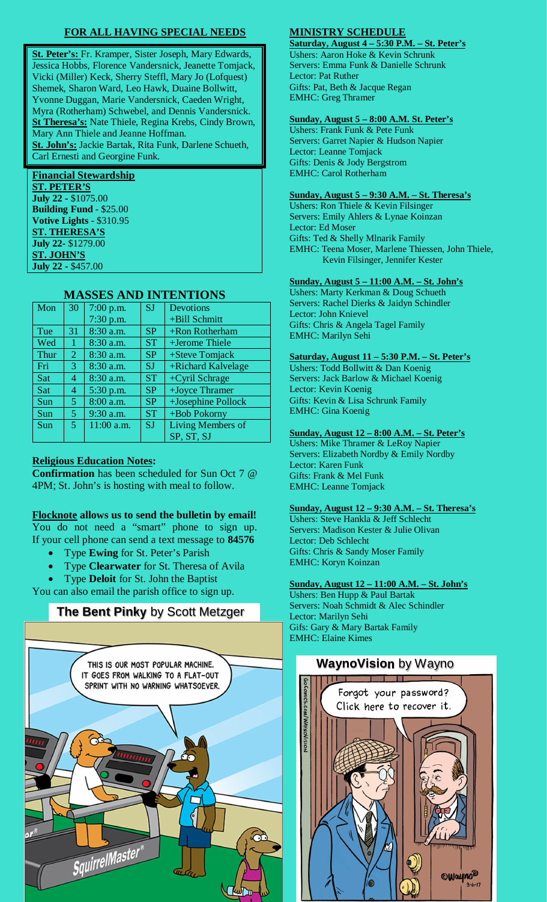## FOR ALL HAVING SPECIAL NEEDS

**St. Peter's:** Fr. Kramper, Sister Joseph, Mary Edwards, Jessica Hobbs, Florence Vandersnick, Jeanette Tomjack, Vicki (Miller) Keck, Sherry Steffl, Mary Jo (Lofquest) Shemek, Sharon Ward, Leo Hawk, Duaine Bollwitt, Yvonne Duggan, Marie Vandersnick, Caeden Wright, Myra (Rotherham) Schwebel, and Dennis Vandersnick.
**St Theresa's:** Nate Thiele, Regina Krebs, Cindy Brown, Mary Ann Thiele and Jeanne Hoffman.
**St. John's:** Jackie Bartak, Rita Funk, Darlene Schueth, Carl Ernesti and Georgine Funk.

**Financial Stewardship**
**ST. PETER'S**
**July 22 -** $1075.00
**Building Fund** - $25.00
**Votive Lights** - $310.95
**ST. THERESA'S**
**July 22-** $1279.00
**ST. JOHN'S**
**July 22 -** $457.00

## MASSES AND INTENTIONS

| | | | | |
|---|---|---|---|---|
| Mon | 30 | 7:00 p.m.<br>7:30 p.m. | SJ | Devotions<br>+Bill Schmitt |
| Tue | 31 | 8:30 a.m. | SP | +Ron Rotherham |
| Wed | 1 | 8:30 a.m. | ST | +Jerome Thiele |
| Thur | 2 | 8:30 a.m. | SP | +Steve Tomjack |
| Fri | 3 | 8:30 a.m. | SJ | +Richard Kalvelage |
| Sat | 4 | 8:30 a.m. | ST | +Cyril Schrage |
| Sat | 4 | 5:30 p.m. | SP | +Joyce Thramer |
| Sun | 5 | 8:00 a.m. | SP | +Josephine Pollock |
| Sun | 5 | 9:30 a.m. | ST | +Bob Pokorny |
| Sun | 5 | 11:00 a.m. | SJ | Living Members of SP, ST, SJ |

**Religious Education Notes:**
**Confirmation** has been scheduled for Sun Oct 7 @ 4PM; St. John's is hosting with meal to follow.

**Flocknote allows us to send the bulletin by email!** You do not need a "smart" phone to sign up. If your cell phone can send a text message to **84576**

- Type **Ewing** for St. Peter's Parish
- Type **Clearwater** for St. Theresa of Avila
- Type **Deloit** for St. John the Baptist

You can also email the parish office to sign up.

**The Bent Pinky** by Scott Metzger

## MINISTRY SCHEDULE

**Saturday, August 4 – 5:30 P.M. – St. Peter's**
Ushers: Aaron Hoke & Kevin Schrunk
Servers: Emma Funk & Danielle Schrunk
Lector: Pat Ruther
Gifts: Pat, Beth & Jacque Regan
EMHC: Greg Thramer

**Sunday, August 5 – 8:00 A.M. St. Peter's**
Ushers: Frank Funk & Pete Funk
Servers: Garret Napier & Hudson Napier
Lector: Leanne Tomjack
Gifts: Denis & Jody Bergstrom
EMHC: Carol Rotherham

**Sunday, August 5 – 9:30 A.M. – St. Theresa's**
Ushers: Ron Thiele & Kevin Filsinger
Servers: Emily Ahlers & Lynae Koinzan
Lector: Ed Moser
Gifts: Ted & Shelly Mlnarik Family
EMHC: Teena Moser, Marlene Thiessen, John Thiele, Kevin Filsinger, Jennifer Kester

**Sunday, August 5 – 11:00 A.M. – St. John's**
Ushers: Marty Kerkman & Doug Schueth
Servers: Rachel Dierks & Jaidyn Schindler
Lector: John Knievel
Gifts: Chris & Angela Tagel Family
EMHC: Marilyn Sehi

**Saturday, August 11 – 5:30 P.M. – St. Peter's**
Ushers: Todd Bollwitt & Dan Koenig
Servers: Jack Barlow & Michael Koenig
Lector: Kevin Koenig
Gifts: Kevin & Lisa Schrunk Family
EMHC: Gina Koenig

**Sunday, August 12 – 8:00 A.M. – St. Peter's**
Ushers: Mike Thramer & LeRoy Napier
Servers: Elizabeth Nordby & Emily Nordby
Lector: Karen Funk
Gifts: Frank & Mel Funk
EMHC: Leanne Tomjack

**Sunday, August 12 – 9:30 A.M. – St. Theresa's**
Ushers: Steve Hankla & Jeff Schlecht
Servers: Madison Kester & Julie Olivan
Lector: Deb Schlecht
Gifts: Chris & Sandy Moser Family
EMHC: Koryn Koinzan

**Sunday, August 12 – 11:00 A.M. – St. John's**
Ushers: Ben Hupp & Paul Bartak
Servers: Noah Schmidt & Alec Schindler
Lector: Marilyn Sehi
Gifs: Gary & Mary Bartak Family
EMHC: Elaine Kimes

**WaynoVision** by Wayno